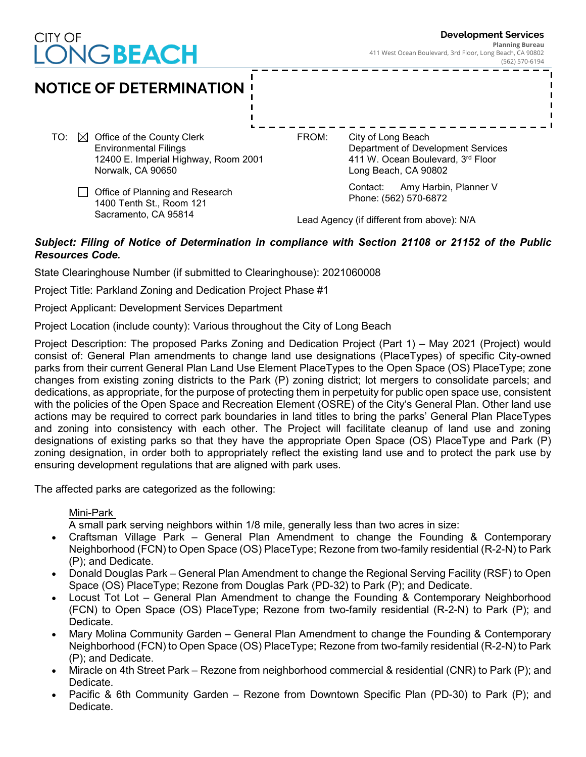CITY OF LONG BEACH

**Development Services**
**Planning Bureau**
411 West Ocean Boulevard, 3rd Floor, Long Beach, CA 90802
(562) 570-6194

# NOTICE OF DETERMINATION

TO: ☒ Office of the County Clerk
Environmental Filings
12400 E. Imperial Highway, Room 2001
Norwalk, CA 90650

☐ Office of Planning and Research
1400 Tenth St., Room 121
Sacramento, CA 95814

FROM: City of Long Beach
Department of Development Services
411 W. Ocean Boulevard, 3rd Floor
Long Beach, CA 90802

Contact: Amy Harbin, Planner V
Phone: (562) 570-6872

Lead Agency (if different from above): N/A

***Subject: Filing of Notice of Determination in compliance with Section 21108 or 21152 of the Public Resources Code.***

State Clearinghouse Number (if submitted to Clearinghouse): 2021060008

Project Title: Parkland Zoning and Dedication Project Phase #1

Project Applicant: Development Services Department

Project Location (include county): Various throughout the City of Long Beach

Project Description: The proposed Parks Zoning and Dedication Project (Part 1) – May 2021 (Project) would consist of: General Plan amendments to change land use designations (PlaceTypes) of specific City-owned parks from their current General Plan Land Use Element PlaceTypes to the Open Space (OS) PlaceType; zone changes from existing zoning districts to the Park (P) zoning district; lot mergers to consolidate parcels; and dedications, as appropriate, for the purpose of protecting them in perpetuity for public open space use, consistent with the policies of the Open Space and Recreation Element (OSRE) of the City's General Plan. Other land use actions may be required to correct park boundaries in land titles to bring the parks' General Plan PlaceTypes and zoning into consistency with each other. The Project will facilitate cleanup of land use and zoning designations of existing parks so that they have the appropriate Open Space (OS) PlaceType and Park (P) zoning designation, in order both to appropriately reflect the existing land use and to protect the park use by ensuring development regulations that are aligned with park uses.

The affected parks are categorized as the following:

Mini-Park
A small park serving neighbors within 1/8 mile, generally less than two acres in size:

- Craftsman Village Park – General Plan Amendment to change the Founding & Contemporary Neighborhood (FCN) to Open Space (OS) PlaceType; Rezone from two-family residential (R-2-N) to Park (P); and Dedicate.
- Donald Douglas Park – General Plan Amendment to change the Regional Serving Facility (RSF) to Open Space (OS) PlaceType; Rezone from Douglas Park (PD-32) to Park (P); and Dedicate.
- Locust Tot Lot – General Plan Amendment to change the Founding & Contemporary Neighborhood (FCN) to Open Space (OS) PlaceType; Rezone from two-family residential (R-2-N) to Park (P); and Dedicate.
- Mary Molina Community Garden – General Plan Amendment to change the Founding & Contemporary Neighborhood (FCN) to Open Space (OS) PlaceType; Rezone from two-family residential (R-2-N) to Park (P); and Dedicate.
- Miracle on 4th Street Park – Rezone from neighborhood commercial & residential (CNR) to Park (P); and Dedicate.
- Pacific & 6th Community Garden – Rezone from Downtown Specific Plan (PD-30) to Park (P); and Dedicate.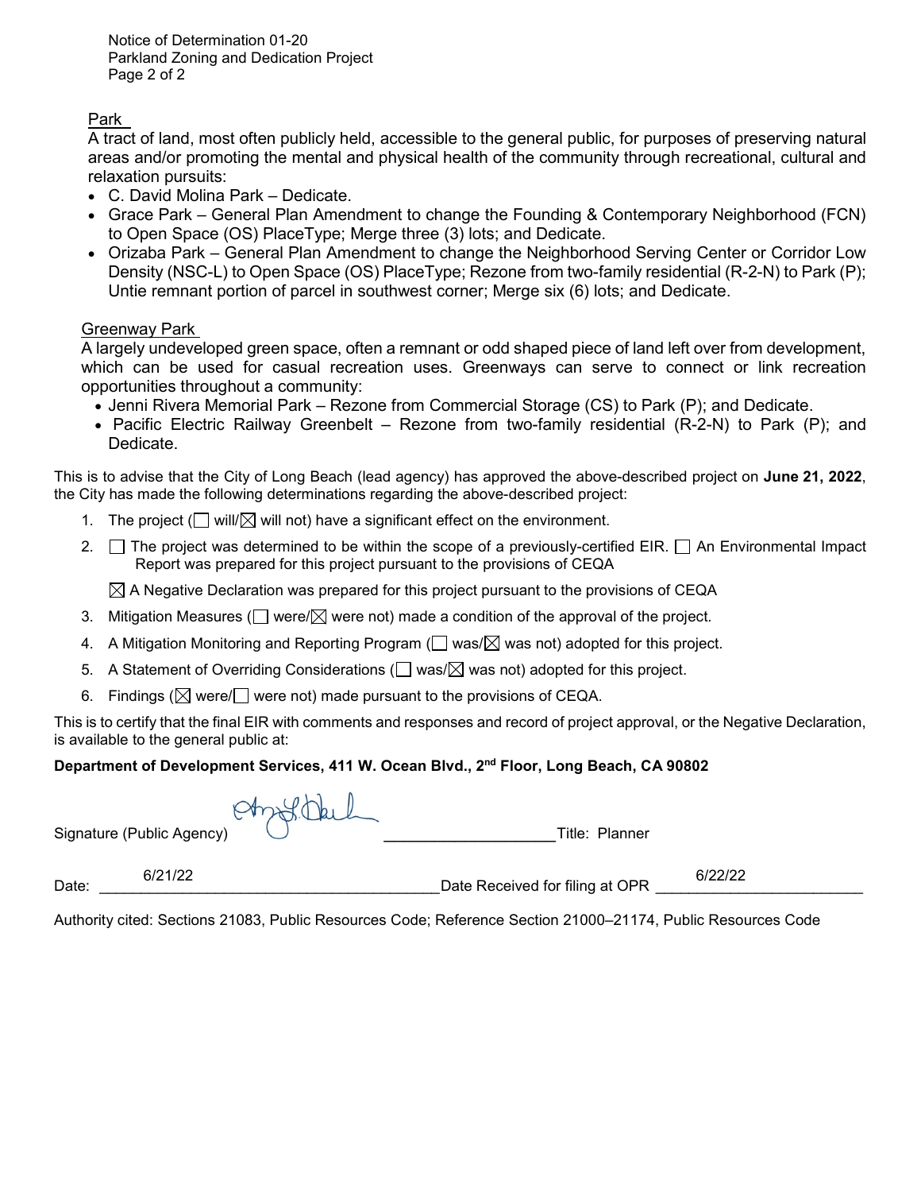Park

A tract of land, most often publicly held, accessible to the general public, for purposes of preserving natural areas and/or promoting the mental and physical health of the community through recreational, cultural and relaxation pursuits:

- C. David Molina Park – Dedicate.
- Grace Park – General Plan Amendment to change the Founding & Contemporary Neighborhood (FCN) to Open Space (OS) PlaceType; Merge three (3) lots; and Dedicate.
- Orizaba Park – General Plan Amendment to change the Neighborhood Serving Center or Corridor Low Density (NSC-L) to Open Space (OS) PlaceType; Rezone from two-family residential (R-2-N) to Park (P); Untie remnant portion of parcel in southwest corner; Merge six (6) lots; and Dedicate.

Greenway Park

A largely undeveloped green space, often a remnant or odd shaped piece of land left over from development, which can be used for casual recreation uses. Greenways can serve to connect or link recreation opportunities throughout a community:

- Jenni Rivera Memorial Park – Rezone from Commercial Storage (CS) to Park (P); and Dedicate.
- Pacific Electric Railway Greenbelt – Rezone from two-family residential (R-2-N) to Park (P); and Dedicate.

This is to advise that the City of Long Beach (lead agency) has approved the above-described project on **June 21, 2022**, the City has made the following determinations regarding the above-described project:

1. The project (☐ will/☒ will not) have a significant effect on the environment.
2. ☐ The project was determined to be within the scope of a previously-certified EIR. ☐ An Environmental Impact Report was prepared for this project pursuant to the provisions of CEQA

   ☒ A Negative Declaration was prepared for this project pursuant to the provisions of CEQA
3. Mitigation Measures (☐ were/☒ were not) made a condition of the approval of the project.
4. A Mitigation Monitoring and Reporting Program (☐ was/☒ was not) adopted for this project.
5. A Statement of Overriding Considerations (☐ was/☒ was not) adopted for this project.
6. Findings (☒ were/☐ were not) made pursuant to the provisions of CEQA.

This is to certify that the final EIR with comments and responses and record of project approval, or the Negative Declaration, is available to the general public at:

**Department of Development Services, 411 W. Ocean Blvd., 2nd Floor, Long Beach, CA 90802**

Signature (Public Agency) ____________________ Title: Planner

Date: 6/21/22 Date Received for filing at OPR 6/22/22

Authority cited: Sections 21083, Public Resources Code; Reference Section 21000–21174, Public Resources Code